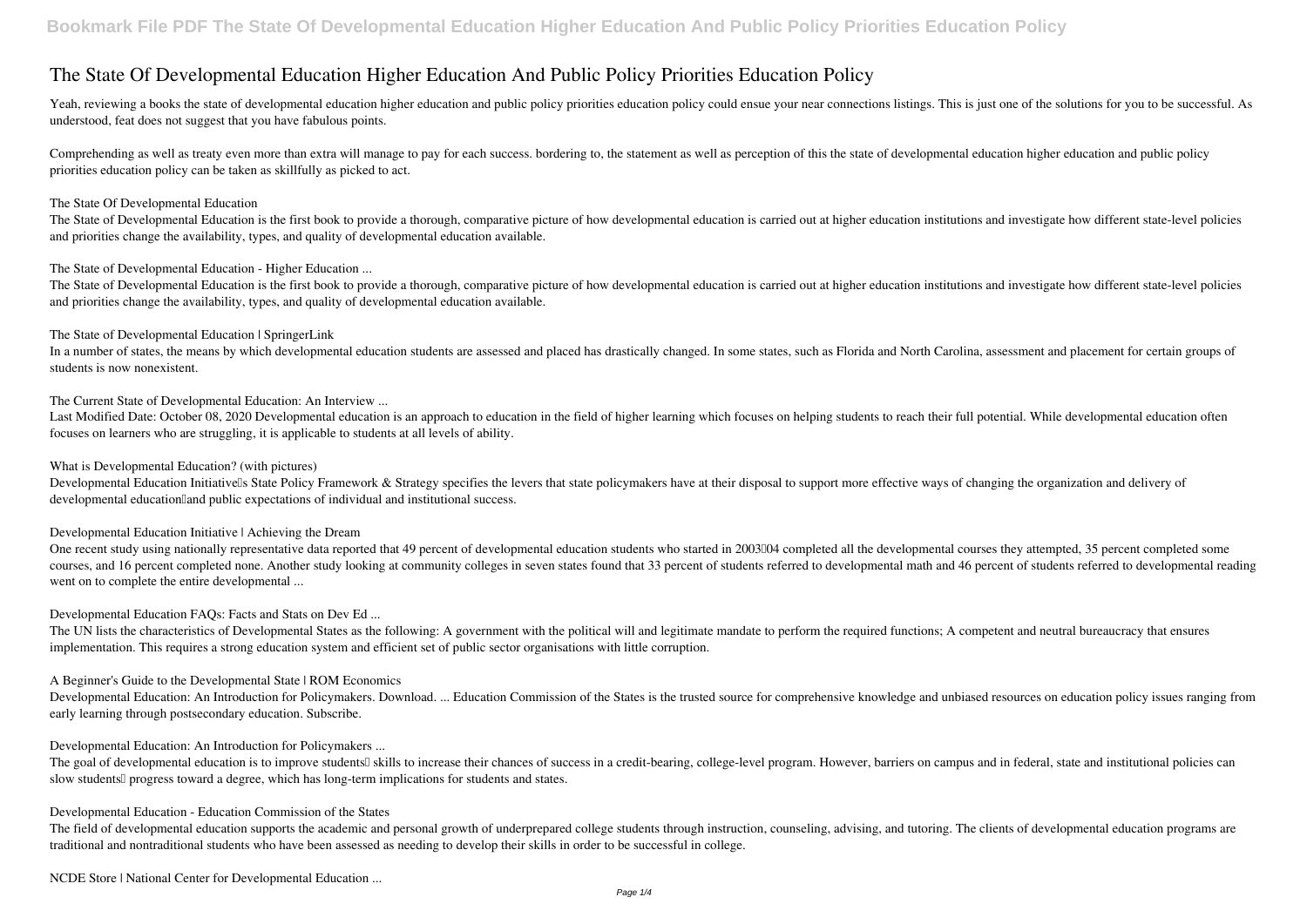# The State Of Developmental Education Higher Education And Public Policy Priorities Education Policy

Yeah, reviewing a books the state of developmental education higher education and public policy priorities education policy could ensue your near connections listings. This is just one of the solutions for you to be successful. As understood, feat does not suggest that you have fabulous points.

Comprehending as well as treaty even more than extra will manage to pay for each success. bordering to, the statement as well as perception of this the state of developmental education higher education and public policy priorities education policy can be taken as skillfully as picked to act.

**The State Of Developmental Education**

The State of Developmental Education is the first book to provide a thorough, comparative picture of how developmental education is carried out at higher education institutions and investigate how different state-level policies and priorities change the availability, types, and quality of developmental education available.

**The State of Developmental Education - Higher Education ...**

The State of Developmental Education is the first book to provide a thorough, comparative picture of how developmental education is carried out at higher education institutions and investigate how different state-level policies and priorities change the availability, types, and quality of developmental education available.

**The State of Developmental Education | SpringerLink**

In a number of states, the means by which developmental education students are assessed and placed has drastically changed. In some states, such as Florida and North Carolina, assessment and placement for certain groups of students is now nonexistent.

**The Current State of Developmental Education: An Interview ...**

Last Modified Date: October 08, 2020 Developmental education is an approach to education in the field of higher learning which focuses on helping students to reach their full potential. While developmental education often focuses on learners who are struggling, it is applicable to students at all levels of ability.

**What is Developmental Education? (with pictures)**

Developmental Education Initiative's State Policy Framework & Strategy specifies the levers that state policymakers have at their disposal to support more effective ways of changing the organization and delivery of developmental education—and public expectations of individual and institutional success.

**Developmental Education Initiative | Achieving the Dream**

One recent study using nationally representative data reported that 49 percent of developmental education students who started in 2003–04 completed all the developmental courses they attempted, 35 percent completed some courses, and 16 percent completed none. Another study looking at community colleges in seven states found that 33 percent of students referred to developmental math and 46 percent of students referred to developmental reading went on to complete the entire developmental ...

**Developmental Education FAQs: Facts and Stats on Dev Ed ...**

The UN lists the characteristics of Developmental States as the following: A government with the political will and legitimate mandate to perform the required functions; A competent and neutral bureaucracy that ensures implementation. This requires a strong education system and efficient set of public sector organisations with little corruption.

**A Beginner's Guide to the Developmental State | ROM Economics**

Developmental Education: An Introduction for Policymakers. Download. ... Education Commission of the States is the trusted source for comprehensive knowledge and unbiased resources on education policy issues ranging from early learning through postsecondary education. Subscribe.

**Developmental Education: An Introduction for Policymakers ...**

The goal of developmental education is to improve students' skills to increase their chances of success in a credit-bearing, college-level program. However, barriers on campus and in federal, state and institutional policies can slow students' progress toward a degree, which has long-term implications for students and states.

**Developmental Education - Education Commission of the States**

The field of developmental education supports the academic and personal growth of underprepared college students through instruction, counseling, advising, and tutoring. The clients of developmental education programs are traditional and nontraditional students who have been assessed as needing to develop their skills in order to be successful in college.

**NCDE Store | National Center for Developmental Education ...**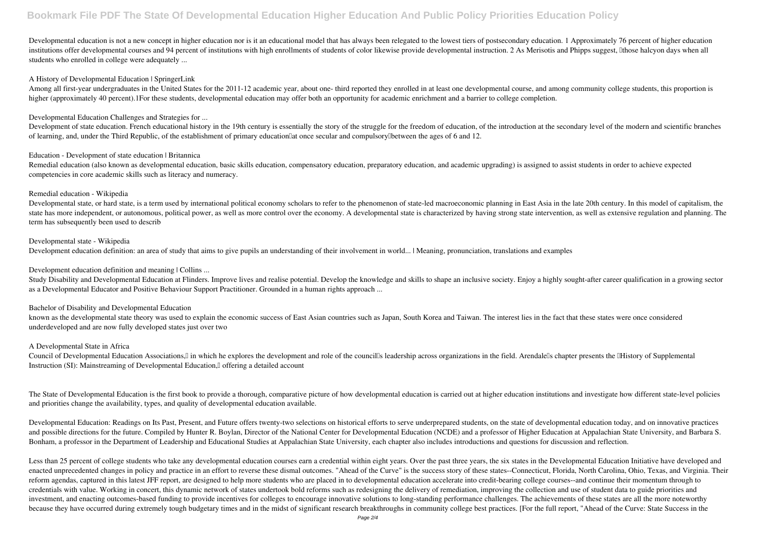Developmental education is not a new concept in higher education nor is it an educational model that has always been relegated to the lowest tiers of postsecondary education. 1 Approximately 76 percent of higher education institutions offer developmental courses and 94 percent of institutions with high enrollments of students of color likewise provide developmental instruction. 2 As Merisotis and Phipps suggest, "those halcyon days when all students who enrolled in college were adequately ...

A History of Developmental Education | SpringerLink

Among all first-year undergraduates in the United States for the 2011-12 academic year, about one- third reported they enrolled in at least one developmental course, and among community college students, this proportion is higher (approximately 40 percent).1For these students, developmental education may offer both an opportunity for academic enrichment and a barrier to college completion.

Developmental Education Challenges and Strategies for ...

Development of state education. French educational history in the 19th century is essentially the story of the struggle for the freedom of education, of the introduction at the secondary level of the modern and scientific branches of learning, and, under the Third Republic, of the establishment of primary education—at once secular and compulsory—between the ages of 6 and 12.

Education - Development of state education | Britannica

Remedial education (also known as developmental education, basic skills education, compensatory education, preparatory education, and academic upgrading) is assigned to assist students in order to achieve expected competencies in core academic skills such as literacy and numeracy.

Remedial education - Wikipedia

Developmental state, or hard state, is a term used by international political economy scholars to refer to the phenomenon of state-led macroeconomic planning in East Asia in the late 20th century. In this model of capitalism, the state has more independent, or autonomous, political power, as well as more control over the economy. A developmental state is characterized by having strong state intervention, as well as extensive regulation and planning. The term has subsequently been used to describ

Developmental state - Wikipedia

Development education definition: an area of study that aims to give pupils an understanding of their involvement in world... | Meaning, pronunciation, translations and examples

Development education definition and meaning | Collins ...

Study Disability and Developmental Education at Flinders. Improve lives and realise potential. Develop the knowledge and skills to shape an inclusive society. Enjoy a highly sought-after career qualification in a growing sector as a Developmental Educator and Positive Behaviour Support Practitioner. Grounded in a human rights approach ...

Bachelor of Disability and Developmental Education

known as the developmental state theory was used to explain the economic success of East Asian countries such as Japan, South Korea and Taiwan. The interest lies in the fact that these states were once considered underdeveloped and are now fully developed states just over two

A Developmental State in Africa

Council of Developmental Education Associations," in which he explores the development and role of the council's leadership across organizations in the field. Arendale's chapter presents the "History of Supplemental Instruction (SI): Mainstreaming of Developmental Education," offering a detailed account

The State of Developmental Education is the first book to provide a thorough, comparative picture of how developmental education is carried out at higher education institutions and investigate how different state-level policies and priorities change the availability, types, and quality of developmental education available.

Developmental Education: Readings on Its Past, Present, and Future offers twenty-two selections on historical efforts to serve underprepared students, on the state of developmental education today, and on innovative practices and possible directions for the future. Compiled by Hunter R. Boylan, Director of the National Center for Developmental Education (NCDE) and a professor of Higher Education at Appalachian State University, and Barbara S. Bonham, a professor in the Department of Leadership and Educational Studies at Appalachian State University, each chapter also includes introductions and questions for discussion and reflection.

Less than 25 percent of college students who take any developmental education courses earn a credential within eight years. Over the past three years, the six states in the Developmental Education Initiative have developed and enacted unprecedented changes in policy and practice in an effort to reverse these dismal outcomes. "Ahead of the Curve" is the success story of these states--Connecticut, Florida, North Carolina, Ohio, Texas, and Virginia. Their reform agendas, captured in this latest JFF report, are designed to help more students who are placed in to developmental education accelerate into credit-bearing college courses--and continue their momentum through to credentials with value. Working in concert, this dynamic network of states undertook bold reforms such as redesigning the delivery of remediation, improving the collection and use of student data to guide priorities and investment, and enacting outcomes-based funding to provide incentives for colleges to encourage innovative solutions to long-standing performance challenges. The achievements of these states are all the more noteworthy because they have occurred during extremely tough budgetary times and in the midst of significant research breakthroughs in community college best practices. [For the full report, "Ahead of the Curve: State Success in the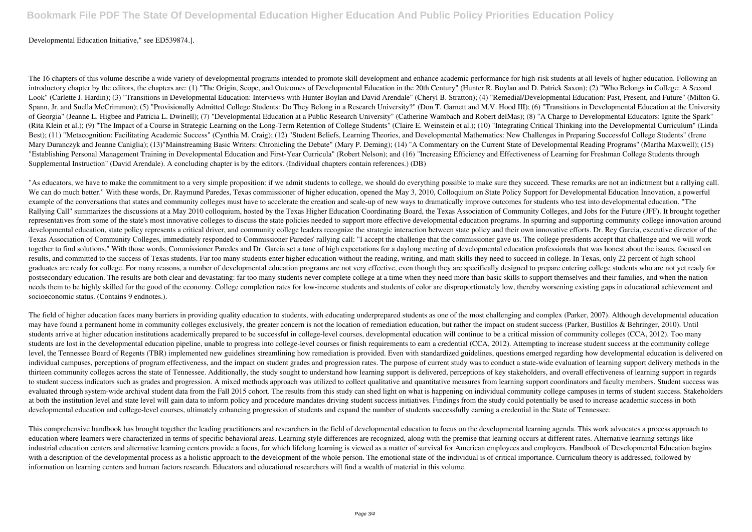Developmental Education Initiative," see ED539874.].

The 16 chapters of this volume describe a wide variety of developmental programs intended to promote skill development and enhance academic performance for high-risk students at all levels of higher education. Following an introductory chapter by the editors, the chapters are: (1) "The Origin, Scope, and Outcomes of Developmental Education in the 20th Century" (Hunter R. Boylan and D. Patrick Saxon); (2) "Who Belongs in College: A Second Look" (Carlette J. Hardin); (3) "Transitions in Developmental Education: Interviews with Hunter Boylan and David Arendale" (Cheryl B. Stratton); (4) "Remedial/Developmental Education: Past, Present, and Future" (Milton G. Spann, Jr. and Suella McCrimmon); (5) "Provisionally Admitted College Students: Do They Belong in a Research University?" (Don T. Garnett and M.V. Hood III); (6) "Transitions in Developmental Education at the University of Georgia" (Jeanne L. Higbee and Patricia L. Dwinell); (7) "Developmental Education at a Public Research University" (Catherine Wambach and Robert delMas); (8) "A Charge to Developmental Educators: Ignite the Spark" (Rita Klein et al.); (9) "The Impact of a Course in Strategic Learning on the Long-Term Retention of College Students" (Claire E. Weinstein et al.); (10) "Integrating Critical Thinking into the Developmental Curriculum" (Linda Best); (11) "Metacognition: Facilitating Academic Success" (Cynthia M. Craig); (12) "Student Beliefs, Learning Theories, and Developmental Mathematics: New Challenges in Preparing Successful College Students" (Irene Mary Duranczyk and Joanne Caniglia); (13)"Mainstreaming Basic Writers: Chronicling the Debate" (Mary P. Deming); (14) "A Commentary on the Current State of Developmental Reading Programs" (Martha Maxwell); (15) "Establishing Personal Management Training in Developmental Education and First-Year Curricula" (Robert Nelson); and (16) "Increasing Efficiency and Effectiveness of Learning for Freshman College Students through Supplemental Instruction" (David Arendale). A concluding chapter is by the editors. (Individual chapters contain references.) (DB)

"As educators, we have to make the commitment to a very simple proposition: if we admit students to college, we should do everything possible to make sure they succeed. These remarks are not an indictment but a rallying call. We can do much better." With these words, Dr. Raymund Paredes, Texas commissioner of higher education, opened the May 3, 2010, Colloquium on State Policy Support for Developmental Education Innovation, a powerful example of the conversations that states and community colleges must have to accelerate the creation and scale-up of new ways to dramatically improve outcomes for students who test into developmental education. "The Rallying Call" summarizes the discussions at a May 2010 colloquium, hosted by the Texas Higher Education Coordinating Board, the Texas Association of Community Colleges, and Jobs for the Future (JFF). It brought together representatives from some of the state's most innovative colleges to discuss the state policies needed to support more effective developmental education programs. In spurring and supporting community college innovation around developmental education, state policy represents a critical driver, and community college leaders recognize the strategic interaction between state policy and their own innovative efforts. Dr. Rey Garcia, executive director of the Texas Association of Community Colleges, immediately responded to Commissioner Paredes' rallying call: "I accept the challenge that the commissioner gave us. The college presidents accept that challenge and we will work together to find solutions." With those words, Commissioner Paredes and Dr. Garcia set a tone of high expectations for a daylong meeting of developmental education professionals that was honest about the issues, focused on results, and committed to the success of Texas students. Far too many students enter higher education without the reading, writing, and math skills they need to succeed in college. In Texas, only 22 percent of high school graduates are ready for college. For many reasons, a number of developmental education programs are not very effective, even though they are specifically designed to prepare entering college students who are not yet ready for postsecondary education. The results are both clear and devastating: far too many students never complete college at a time when they need more than basic skills to support themselves and their families, and when the nation needs them to be highly skilled for the good of the economy. College completion rates for low-income students and students of color are disproportionately low, thereby worsening existing gaps in educational achievement and socioeconomic status. (Contains 9 endnotes.).

The field of higher education faces many barriers in providing quality education to students, with educating underprepared students as one of the most challenging and complex (Parker, 2007). Although developmental education may have found a permanent home in community colleges exclusively, the greater concern is not the location of remediation education, but rather the impact on student success (Parker, Bustillos & Behringer, 2010). Until students arrive at higher education institutions academically prepared to be successful in college-level courses, developmental education will continue to be a critical mission of community colleges (CCA, 2012). Too many students are lost in the developmental education pipeline, unable to progress into college-level courses or finish requirements to earn a credential (CCA, 2012). Attempting to increase student success at the community college level, the Tennessee Board of Regents (TBR) implemented new guidelines streamlining how remediation is provided. Even with standardized guidelines, questions emerged regarding how developmental education is delivered on individual campuses, perceptions of program effectiveness, and the impact on student grades and progression rates. The purpose of current study was to conduct a state-wide evaluation of learning support delivery methods in the thirteen community colleges across the state of Tennessee. Additionally, the study sought to understand how learning support is delivered, perceptions of key stakeholders, and overall effectiveness of learning support in regards to student success indicators such as grades and progression. A mixed methods approach was utilized to collect qualitative and quantitative measures from learning support coordinators and faculty members. Student success was evaluated through system-wide archival student data from the Fall 2015 cohort. The results from this study can shed light on what is happening on individual community college campuses in terms of student success. Stakeholders at both the institution level and state level will gain data to inform policy and procedure mandates driving student success initiatives. Findings from the study could potentially be used to increase academic success in both developmental education and college-level courses, ultimately enhancing progression of students and expand the number of students successfully earning a credential in the State of Tennessee.

This comprehensive handbook has brought together the leading practitioners and researchers in the field of developmental education to focus on the developmental learning agenda. This work advocates a process approach to education where learners were characterized in terms of specific behavioral areas. Learning style differences are recognized, along with the premise that learning occurs at different rates. Alternative learning settings like industrial education centers and alternative learning centers provide a focus, for which lifelong learning is viewed as a matter of survival for American employees and employers. Handbook of Developmental Education begins with a description of the developmental process as a holistic approach to the development of the whole person. The emotional state of the individual is of critical importance. Curriculum theory is addressed, followed by information on learning centers and human factors research. Educators and educational researchers will find a wealth of material in this volume.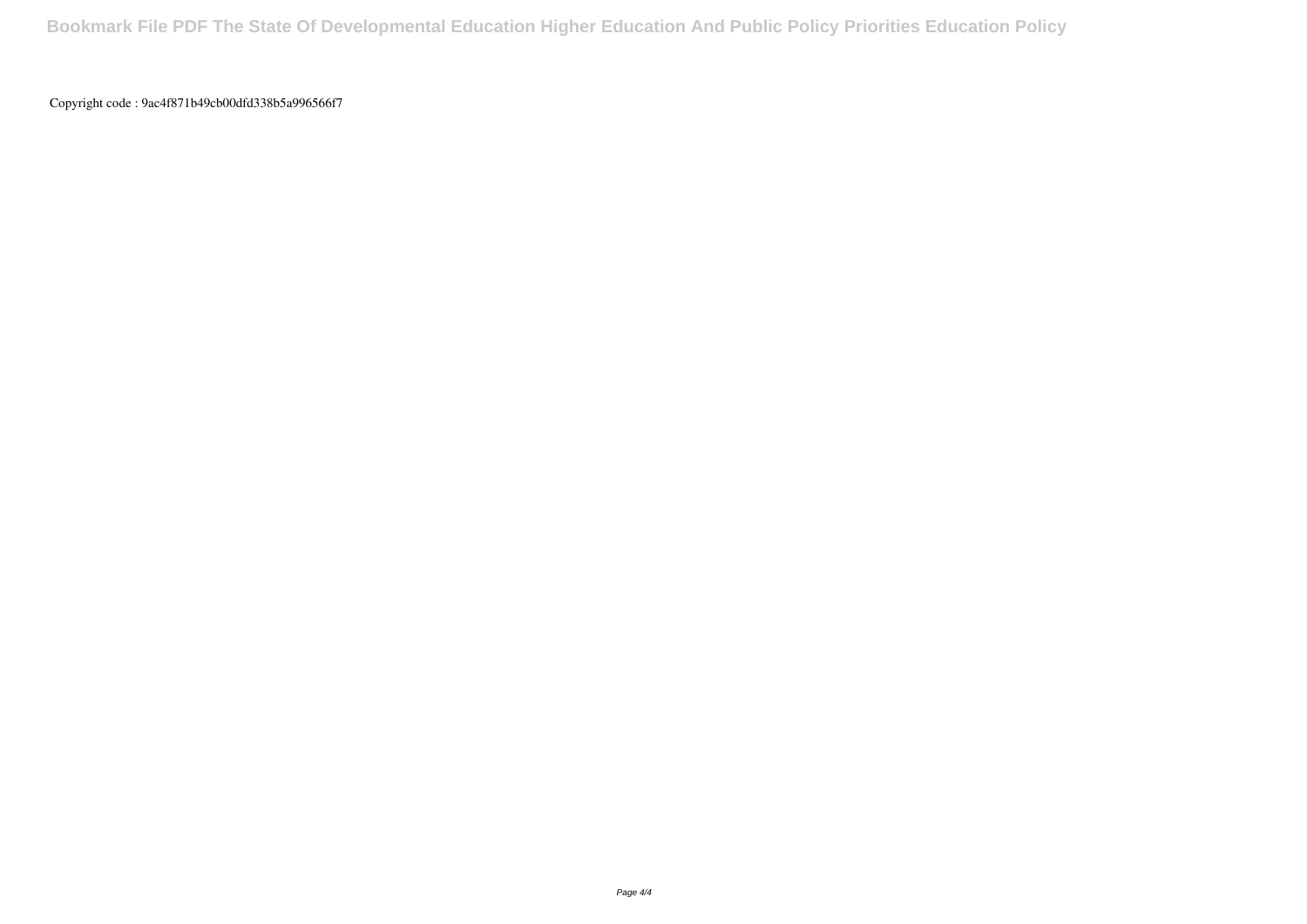Copyright code : 9ac4f871b49cb00dfd338b5a996566f7